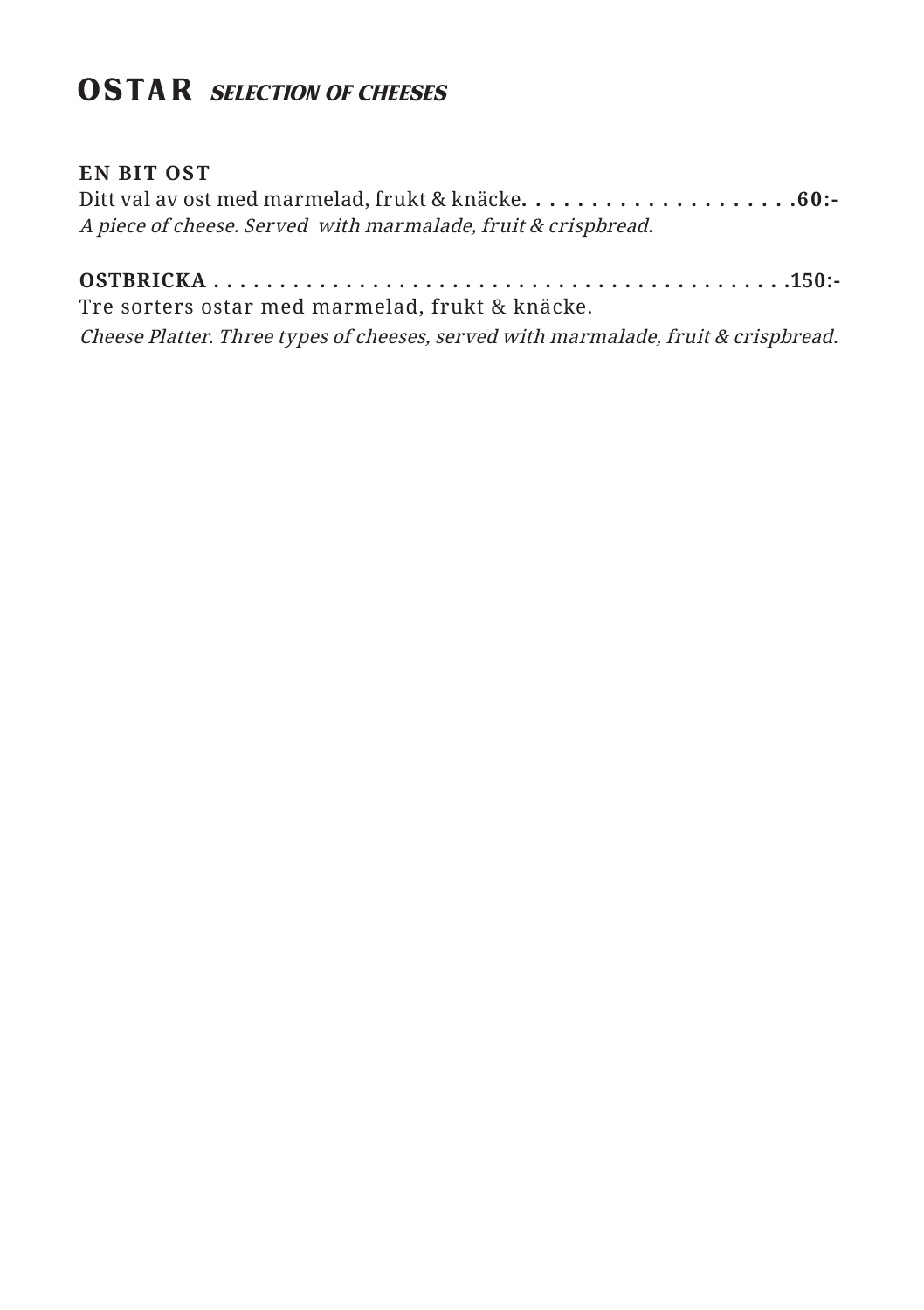# OSTAR *SELECTION OF CHEESES*

**EN BIT OST**
Ditt val av ost med marmelad, frukt & knäcke. . . . . . . . . . . . . . . . . . . . . **.60:-**
*A piece of cheese. Served with marmalade, fruit & crispbread.*

**OSTBRICKA . . . . . . . . . . . . . . . . . . . . . . . . . . . . . . . . . . . . . . . . . . . .150:-**
Tre sorters ostar med marmelad, frukt & knäcke.
*Cheese Platter. Three types of cheeses, served with marmalade, fruit & crispbread.*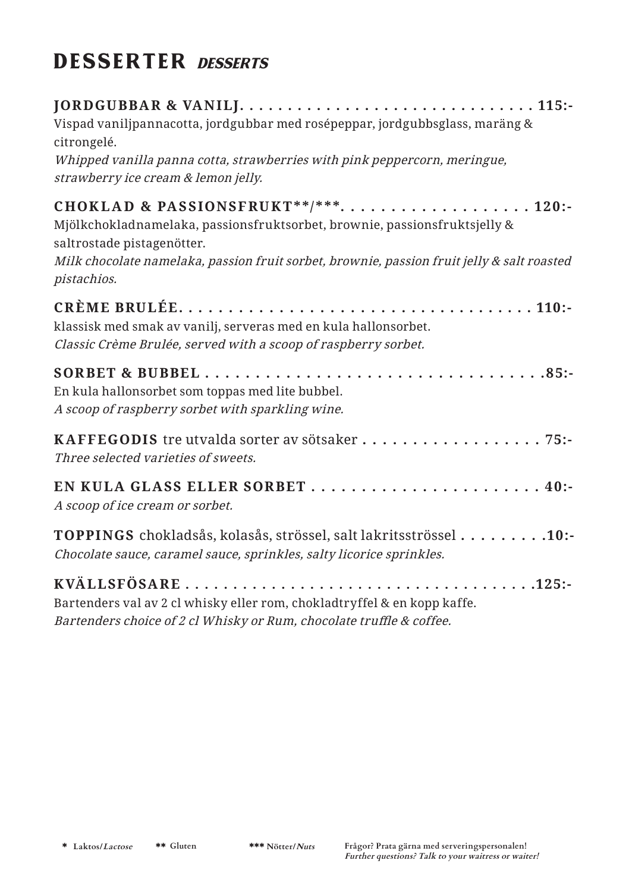# DESSERTER *DESSERTS*

**JORDGUBBAR & VANILJ. . . . . . . . . . . . . . . . . . . . . . . . . . . . . . . 115:-**
Vispad vaniljpannacotta, jordgubbar med rosépeppar, jordgubbsglass, maräng & citrongelé.
*Whipped vanilla panna cotta, strawberries with pink peppercorn, meringue, strawberry ice cream & lemon jelly.*

**CHOKLAD & PASSIONSFRUKT**/***. . . . . . . . . . . . . . . . . . . 120:-**
Mjölkchokladnamelaka, passionsfruktsorbet, brownie, passionsfruktsjelly & saltrostade pistagenötter.
*Milk chocolate namelaka, passion fruit sorbet, brownie, passion fruit jelly & salt roasted pistachios.*

**CRÈME BRULÉE. . . . . . . . . . . . . . . . . . . . . . . . . . . . . . . . . . . . 110:-**
klassisk med smak av vanilj, serveras med en kula hallonsorbet.
*Classic Crème Brulée, served with a scoop of raspberry sorbet.*

**SORBET & BUBBEL . . . . . . . . . . . . . . . . . . . . . . . . . . . . . . . . . .85:-**
En kula hallonsorbet som toppas med lite bubbel.
*A scoop of raspberry sorbet with sparkling wine.*

**KAFFEGODIS** tre utvalda sorter av sötsaker **. . . . . . . . . . . . . . . . . . 75:-**
*Three selected varieties of sweets.*

**EN KULA GLASS ELLER SORBET . . . . . . . . . . . . . . . . . . . . . . . 40:-**
*A scoop of ice cream or sorbet.*

**TOPPINGS** chokladsås, kolasås, strössel, salt lakritsströssel **. . . . . . . . .10:-**
*Chocolate sauce, caramel sauce, sprinkles, salty licorice sprinkles.*

**KVÄLLSFÖSARE . . . . . . . . . . . . . . . . . . . . . . . . . . . . . . . . . . . .125:-**
Bartenders val av 2 cl whisky eller rom, chokladtryffel & en kopp kaffe.
*Bartenders choice of 2 cl Whisky or Rum, chocolate truffle & coffee.*

\* Laktos/*Lactose* ** Gluten *** Nötter/*Nuts*

**Frågor? Prata gärna med serveringspersonalen!**
***Further questions? Talk to your waitress or waiter!***